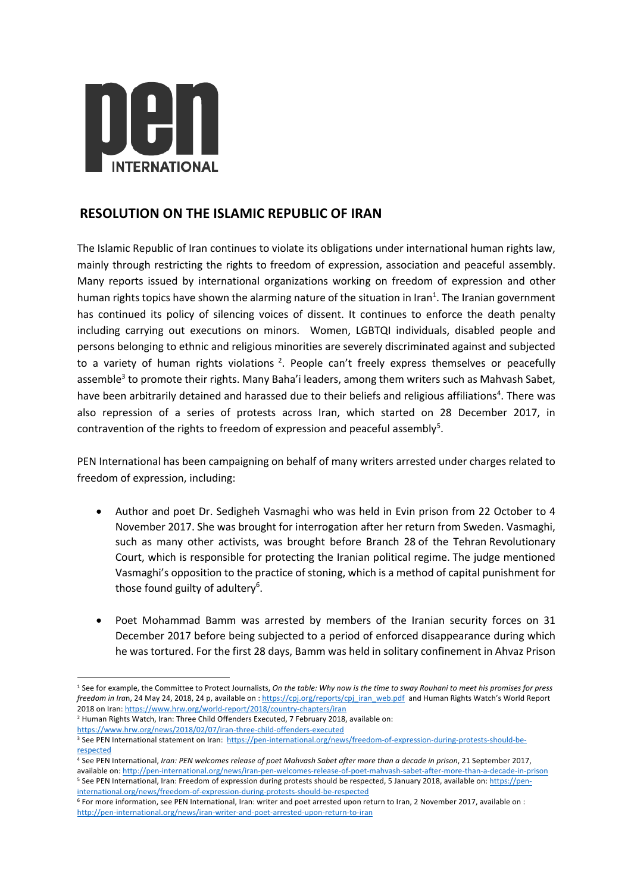pen INTERNATIONAL

## RESOLUTION ON THE ISLAMIC REPUBLIC OF IRAN

The Islamic Republic of Iran continues to violate its obligations under international human rights law, mainly through restricting the rights to freedom of expression, association and peaceful assembly. Many reports issued by international organizations working on freedom of expression and other human rights topics have shown the alarming nature of the situation in Iran[1]. The Iranian government has continued its policy of silencing voices of dissent. It continues to enforce the death penalty including carrying out executions on minors. Women, LGBTQI individuals, disabled people and persons belonging to ethnic and religious minorities are severely discriminated against and subjected to a variety of human rights violations [2]. People can't freely express themselves or peacefully assemble[3] to promote their rights. Many Baha'i leaders, among them writers such as Mahvash Sabet, have been arbitrarily detained and harassed due to their beliefs and religious affiliations[4]. There was also repression of a series of protests across Iran, which started on 28 December 2017, in contravention of the rights to freedom of expression and peaceful assembly[5].

PEN International has been campaigning on behalf of many writers arrested under charges related to freedom of expression, including:

- Author and poet Dr. Sedigheh Vasmaghi who was held in Evin prison from 22 October to 4 November 2017. She was brought for interrogation after her return from Sweden. Vasmaghi, such as many other activists, was brought before Branch 28 of the Tehran Revolutionary Court, which is responsible for protecting the Iranian political regime. The judge mentioned Vasmaghi's opposition to the practice of stoning, which is a method of capital punishment for those found guilty of adultery[6].

- Poet Mohammad Bamm was arrested by members of the Iranian security forces on 31 December 2017 before being subjected to a period of enforced disappearance during which he was tortured. For the first 28 days, Bamm was held in solitary confinement in Ahvaz Prison

---

[1] See for example, the Committee to Protect Journalists, *On the table: Why now is the time to sway Rouhani to meet his promises for press freedom in Iran*, 24 May 24, 2018, 24 p, available on : https://cpj.org/reports/cpj_iran_web.pdf and Human Rights Watch's World Report 2018 on Iran: https://www.hrw.org/world-report/2018/country-chapters/iran

[2] Human Rights Watch, Iran: Three Child Offenders Executed, 7 February 2018, available on: https://www.hrw.org/news/2018/02/07/iran-three-child-offenders-executed

[3] See PEN International statement on Iran: https://pen-international.org/news/freedom-of-expression-during-protests-should-be-respected

[4] See PEN International, *Iran: PEN welcomes release of poet Mahvash Sabet after more than a decade in prison*, 21 September 2017, available on: http://pen-international.org/news/iran-pen-welcomes-release-of-poet-mahvash-sabet-after-more-than-a-decade-in-prison

[5] See PEN International, Iran: Freedom of expression during protests should be respected, 5 January 2018, available on: https://pen-international.org/news/freedom-of-expression-during-protests-should-be-respected

[6] For more information, see PEN International, Iran: writer and poet arrested upon return to Iran, 2 November 2017, available on : http://pen-international.org/news/iran-writer-and-poet-arrested-upon-return-to-iran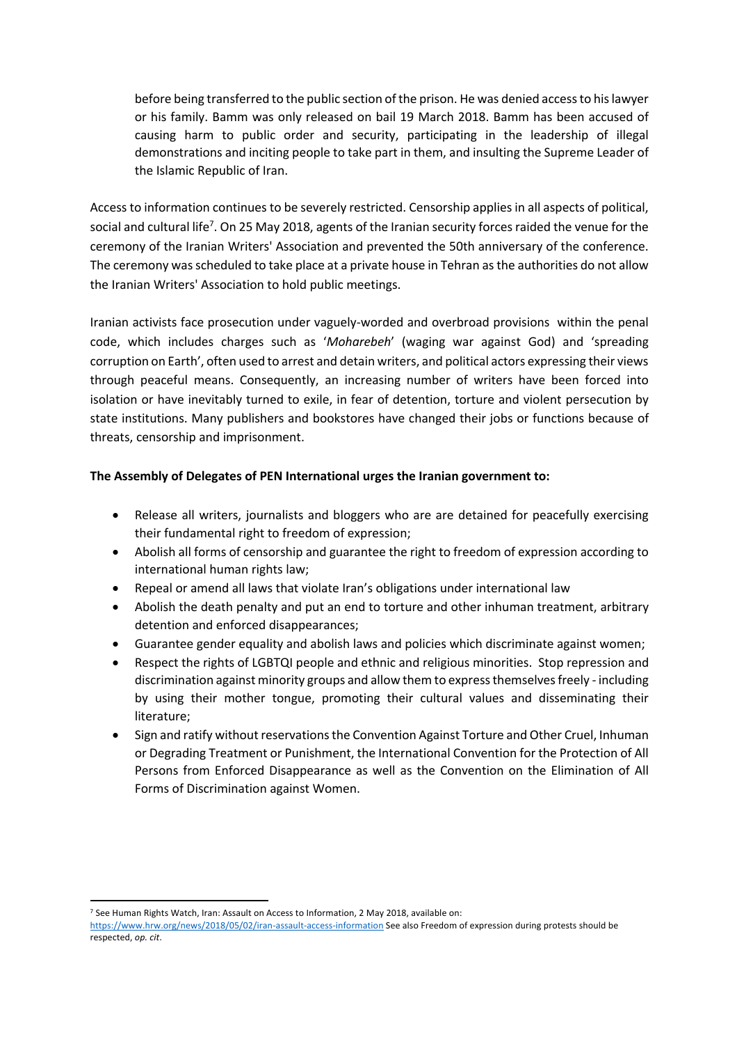before being transferred to the public section of the prison. He was denied access to his lawyer or his family. Bamm was only released on bail 19 March 2018. Bamm has been accused of causing harm to public order and security, participating in the leadership of illegal demonstrations and inciting people to take part in them, and insulting the Supreme Leader of the Islamic Republic of Iran.

Access to information continues to be severely restricted. Censorship applies in all aspects of political, social and cultural life[7]. On 25 May 2018, agents of the Iranian security forces raided the venue for the ceremony of the Iranian Writers' Association and prevented the 50th anniversary of the conference. The ceremony was scheduled to take place at a private house in Tehran as the authorities do not allow the Iranian Writers' Association to hold public meetings.

Iranian activists face prosecution under vaguely-worded and overbroad provisions within the penal code, which includes charges such as '*Moharebeh*' (waging war against God) and 'spreading corruption on Earth', often used to arrest and detain writers, and political actors expressing their views through peaceful means. Consequently, an increasing number of writers have been forced into isolation or have inevitably turned to exile, in fear of detention, torture and violent persecution by state institutions. Many publishers and bookstores have changed their jobs or functions because of threats, censorship and imprisonment.

**The Assembly of Delegates of PEN International urges the Iranian government to:**

- Release all writers, journalists and bloggers who are are detained for peacefully exercising their fundamental right to freedom of expression;
- Abolish all forms of censorship and guarantee the right to freedom of expression according to international human rights law;
- Repeal or amend all laws that violate Iran's obligations under international law
- Abolish the death penalty and put an end to torture and other inhuman treatment, arbitrary detention and enforced disappearances;
- Guarantee gender equality and abolish laws and policies which discriminate against women;
- Respect the rights of LGBTQI people and ethnic and religious minorities. Stop repression and discrimination against minority groups and allow them to express themselves freely - including by using their mother tongue, promoting their cultural values and disseminating their literature;
- Sign and ratify without reservations the Convention Against Torture and Other Cruel, Inhuman or Degrading Treatment or Punishment, the International Convention for the Protection of All Persons from Enforced Disappearance as well as the Convention on the Elimination of All Forms of Discrimination against Women.

---

[7] See Human Rights Watch, Iran: Assault on Access to Information, 2 May 2018, available on: https://www.hrw.org/news/2018/05/02/iran-assault-access-information See also Freedom of expression during protests should be respected, *op. cit*.